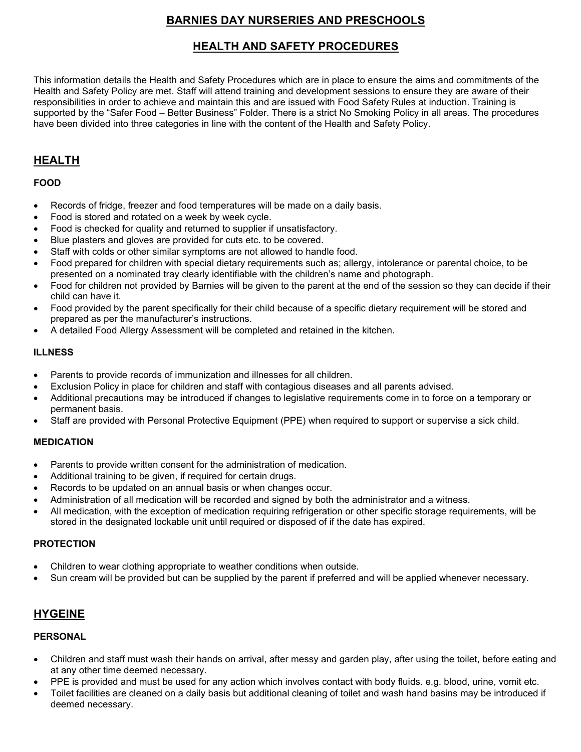# BARNIES DAY NURSERIES AND PRESCHOOLS

# HEALTH AND SAFETY PROCEDURES

This information details the Health and Safety Procedures which are in place to ensure the aims and commitments of the Health and Safety Policy are met. Staff will attend training and development sessions to ensure they are aware of their responsibilities in order to achieve and maintain this and are issued with Food Safety Rules at induction. Training is supported by the "Safer Food – Better Business" Folder. There is a strict No Smoking Policy in all areas. The procedures have been divided into three categories in line with the content of the Health and Safety Policy.

## HEALTH

### FOOD

- Records of fridge, freezer and food temperatures will be made on a daily basis.
- Food is stored and rotated on a week by week cycle.
- Food is checked for quality and returned to supplier if unsatisfactory.
- Blue plasters and gloves are provided for cuts etc. to be covered.
- Staff with colds or other similar symptoms are not allowed to handle food.
- Food prepared for children with special dietary requirements such as; allergy, intolerance or parental choice, to be presented on a nominated tray clearly identifiable with the children's name and photograph.
- Food for children not provided by Barnies will be given to the parent at the end of the session so they can decide if their child can have it.
- Food provided by the parent specifically for their child because of a specific dietary requirement will be stored and prepared as per the manufacturer's instructions.
- A detailed Food Allergy Assessment will be completed and retained in the kitchen.

### ILLNESS

- Parents to provide records of immunization and illnesses for all children.
- Exclusion Policy in place for children and staff with contagious diseases and all parents advised.
- Additional precautions may be introduced if changes to legislative requirements come in to force on a temporary or permanent basis.
- Staff are provided with Personal Protective Equipment (PPE) when required to support or supervise a sick child.

### MEDICATION

- Parents to provide written consent for the administration of medication.
- Additional training to be given, if required for certain drugs.
- Records to be updated on an annual basis or when changes occur.
- Administration of all medication will be recorded and signed by both the administrator and a witness.
- All medication, with the exception of medication requiring refrigeration or other specific storage requirements, will be stored in the designated lockable unit until required or disposed of if the date has expired.

### PROTECTION

- Children to wear clothing appropriate to weather conditions when outside.
- Sun cream will be provided but can be supplied by the parent if preferred and will be applied whenever necessary.

## HYGEINE

### PERSONAL

- Children and staff must wash their hands on arrival, after messy and garden play, after using the toilet, before eating and at any other time deemed necessary.
- PPE is provided and must be used for any action which involves contact with body fluids. e.g. blood, urine, vomit etc.
- Toilet facilities are cleaned on a daily basis but additional cleaning of toilet and wash hand basins may be introduced if deemed necessary.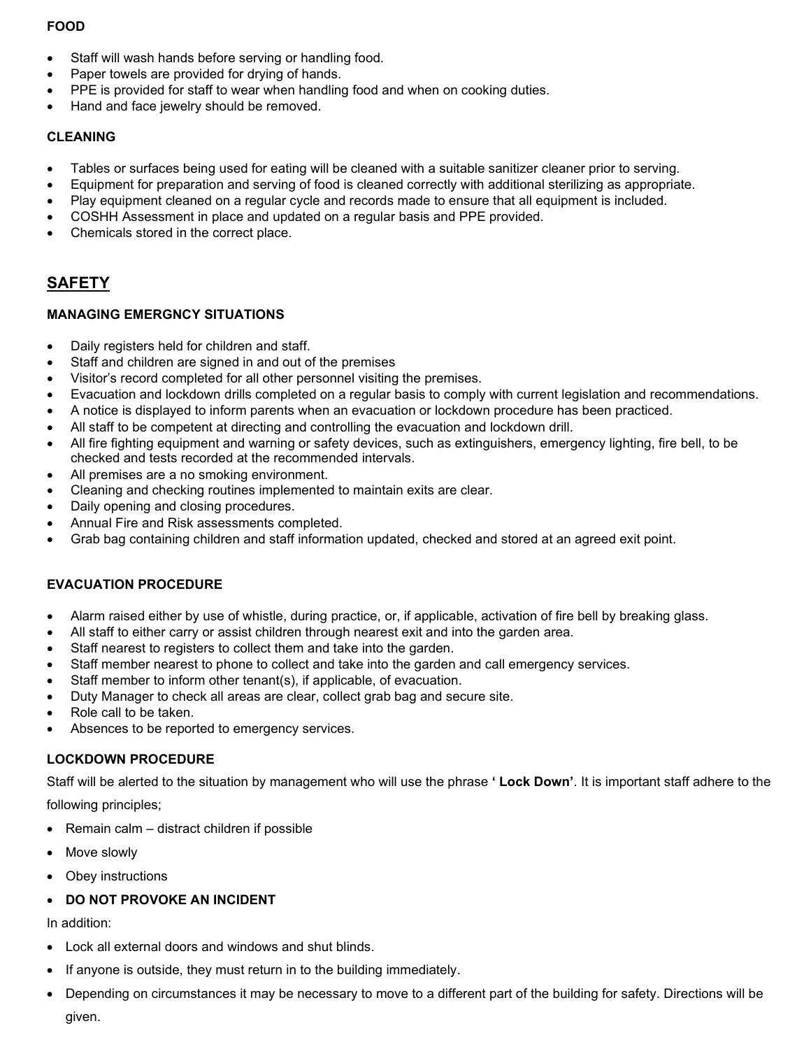**FOOD**

- Staff will wash hands before serving or handling food.
- Paper towels are provided for drying of hands.
- PPE is provided for staff to wear when handling food and when on cooking duties.
- Hand and face jewelry should be removed.

**CLEANING**

- Tables or surfaces being used for eating will be cleaned with a suitable sanitizer cleaner prior to serving.
- Equipment for preparation and serving of food is cleaned correctly with additional sterilizing as appropriate.
- Play equipment cleaned on a regular cycle and records made to ensure that all equipment is included.
- COSHH Assessment in place and updated on a regular basis and PPE provided.
- Chemicals stored in the correct place.

## SAFETY

**MANAGING EMERGNCY SITUATIONS**

- Daily registers held for children and staff.
- Staff and children are signed in and out of the premises
- Visitor's record completed for all other personnel visiting the premises.
- Evacuation and lockdown drills completed on a regular basis to comply with current legislation and recommendations.
- A notice is displayed to inform parents when an evacuation or lockdown procedure has been practiced.
- All staff to be competent at directing and controlling the evacuation and lockdown drill.
- All fire fighting equipment and warning or safety devices, such as extinguishers, emergency lighting, fire bell, to be checked and tests recorded at the recommended intervals.
- All premises are a no smoking environment.
- Cleaning and checking routines implemented to maintain exits are clear.
- Daily opening and closing procedures.
- Annual Fire and Risk assessments completed.
- Grab bag containing children and staff information updated, checked and stored at an agreed exit point.

**EVACUATION PROCEDURE**

- Alarm raised either by use of whistle, during practice, or, if applicable, activation of fire bell by breaking glass.
- All staff to either carry or assist children through nearest exit and into the garden area.
- Staff nearest to registers to collect them and take into the garden.
- Staff member nearest to phone to collect and take into the garden and call emergency services.
- Staff member to inform other tenant(s), if applicable, of evacuation.
- Duty Manager to check all areas are clear, collect grab bag and secure site.
- Role call to be taken.
- Absences to be reported to emergency services.

**LOCKDOWN PROCEDURE**

Staff will be alerted to the situation by management who will use the phrase **' Lock Down'**. It is important staff adhere to the following principles;

- Remain calm – distract children if possible
- Move slowly
- Obey instructions
- **DO NOT PROVOKE AN INCIDENT**

In addition:

- Lock all external doors and windows and shut blinds.
- If anyone is outside, they must return in to the building immediately.
- Depending on circumstances it may be necessary to move to a different part of the building for safety. Directions will be given.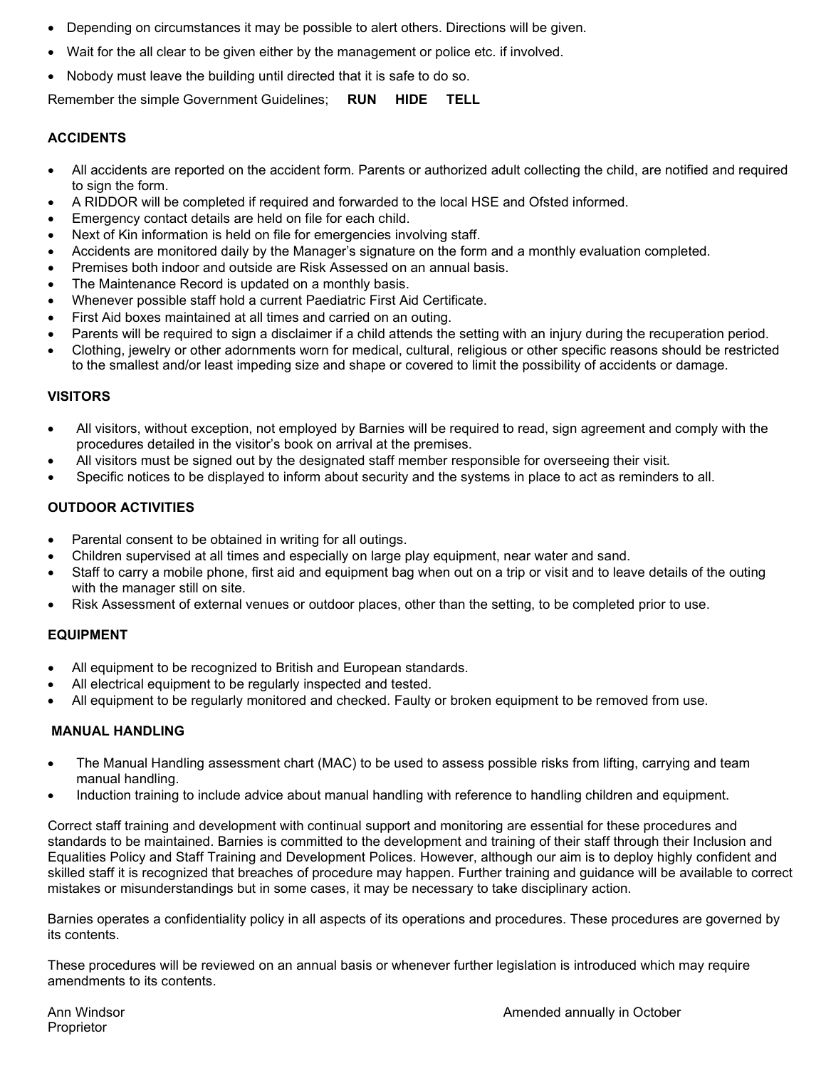- Depending on circumstances it may be possible to alert others. Directions will be given.
- Wait for the all clear to be given either by the management or police etc. if involved.
- Nobody must leave the building until directed that it is safe to do so.

Remember the simple Government Guidelines; **RUN HIDE TELL**

**ACCIDENTS**

- All accidents are reported on the accident form. Parents or authorized adult collecting the child, are notified and required to sign the form.
- A RIDDOR will be completed if required and forwarded to the local HSE and Ofsted informed.
- Emergency contact details are held on file for each child.
- Next of Kin information is held on file for emergencies involving staff.
- Accidents are monitored daily by the Manager's signature on the form and a monthly evaluation completed.
- Premises both indoor and outside are Risk Assessed on an annual basis.
- The Maintenance Record is updated on a monthly basis.
- Whenever possible staff hold a current Paediatric First Aid Certificate.
- First Aid boxes maintained at all times and carried on an outing.
- Parents will be required to sign a disclaimer if a child attends the setting with an injury during the recuperation period.
- Clothing, jewelry or other adornments worn for medical, cultural, religious or other specific reasons should be restricted to the smallest and/or least impeding size and shape or covered to limit the possibility of accidents or damage.

**VISITORS**

- All visitors, without exception, not employed by Barnies will be required to read, sign agreement and comply with the procedures detailed in the visitor's book on arrival at the premises.
- All visitors must be signed out by the designated staff member responsible for overseeing their visit.
- Specific notices to be displayed to inform about security and the systems in place to act as reminders to all.

**OUTDOOR ACTIVITIES**

- Parental consent to be obtained in writing for all outings.
- Children supervised at all times and especially on large play equipment, near water and sand.
- Staff to carry a mobile phone, first aid and equipment bag when out on a trip or visit and to leave details of the outing with the manager still on site.
- Risk Assessment of external venues or outdoor places, other than the setting, to be completed prior to use.

**EQUIPMENT**

- All equipment to be recognized to British and European standards.
- All electrical equipment to be regularly inspected and tested.
- All equipment to be regularly monitored and checked. Faulty or broken equipment to be removed from use.

**MANUAL HANDLING**

- The Manual Handling assessment chart (MAC) to be used to assess possible risks from lifting, carrying and team manual handling.
- Induction training to include advice about manual handling with reference to handling children and equipment.

Correct staff training and development with continual support and monitoring are essential for these procedures and standards to be maintained. Barnies is committed to the development and training of their staff through their Inclusion and Equalities Policy and Staff Training and Development Polices. However, although our aim is to deploy highly confident and skilled staff it is recognized that breaches of procedure may happen. Further training and guidance will be available to correct mistakes or misunderstandings but in some cases, it may be necessary to take disciplinary action.

Barnies operates a confidentiality policy in all aspects of its operations and procedures. These procedures are governed by its contents.

These procedures will be reviewed on an annual basis or whenever further legislation is introduced which may require amendments to its contents.

Ann Windsor
Proprietor

Amended annually in October